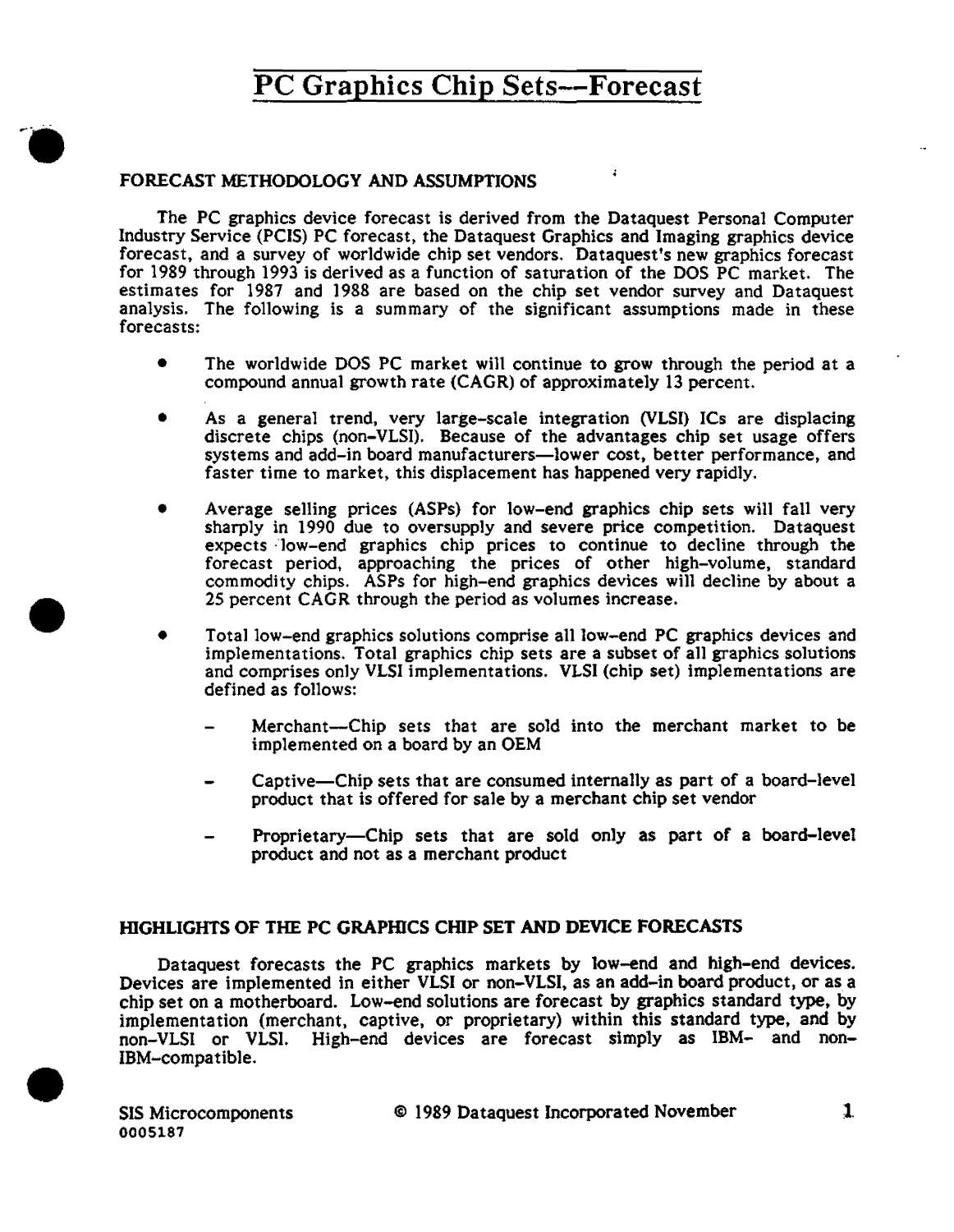# PC Graphics Chip Sets—Forecast

## FORECAST METHODOLOGY AND ASSUMPTIONS

The PC graphics device forecast is derived from the Dataquest Personal Computer Industry Service (PCIS) PC forecast, the Dataquest Graphics and Imaging graphics device forecast, and a survey of worldwide chip set vendors. Dataquest's new graphics forecast for 1989 through 1993 is derived as a function of saturation of the DOS PC market. The estimates for 1987 and 1988 are based on the chip set vendor survey and Dataquest analysis. The following is a summary of the significant assumptions made in these forecasts:

- The worldwide DOS PC market will continue to grow through the period at a compound annual growth rate (CAGR) of approximately 13 percent.
- As a general trend, very large-scale integration (VLSI) ICs are displacing discrete chips (non-VLSI). Because of the advantages chip set usage offers systems and add-in board manufacturers—lower cost, better performance, and faster time to market, this displacement has happened very rapidly.
- Average selling prices (ASPs) for low-end graphics chip sets will fall very sharply in 1990 due to oversupply and severe price competition. Dataquest expects low-end graphics chip prices to continue to decline through the forecast period, approaching the prices of other high-volume, standard commodity chips. ASPs for high-end graphics devices will decline by about a 25 percent CAGR through the period as volumes increase.
- Total low-end graphics solutions comprise all low-end PC graphics devices and implementations. Total graphics chip sets are a subset of all graphics solutions and comprises only VLSI implementations. VLSI (chip set) implementations are defined as follows:
  - Merchant—Chip sets that are sold into the merchant market to be implemented on a board by an OEM
  - Captive—Chip sets that are consumed internally as part of a board-level product that is offered for sale by a merchant chip set vendor
  - Proprietary—Chip sets that are sold only as part of a board-level product and not as a merchant product

## HIGHLIGHTS OF THE PC GRAPHICS CHIP SET AND DEVICE FORECASTS

Dataquest forecasts the PC graphics markets by low-end and high-end devices. Devices are implemented in either VLSI or non-VLSI, as an add-in board product, or as a chip set on a motherboard. Low-end solutions are forecast by graphics standard type, by implementation (merchant, captive, or proprietary) within this standard type, and by non-VLSI or VLSI. High-end devices are forecast simply as IBM- and non-IBM-compatible.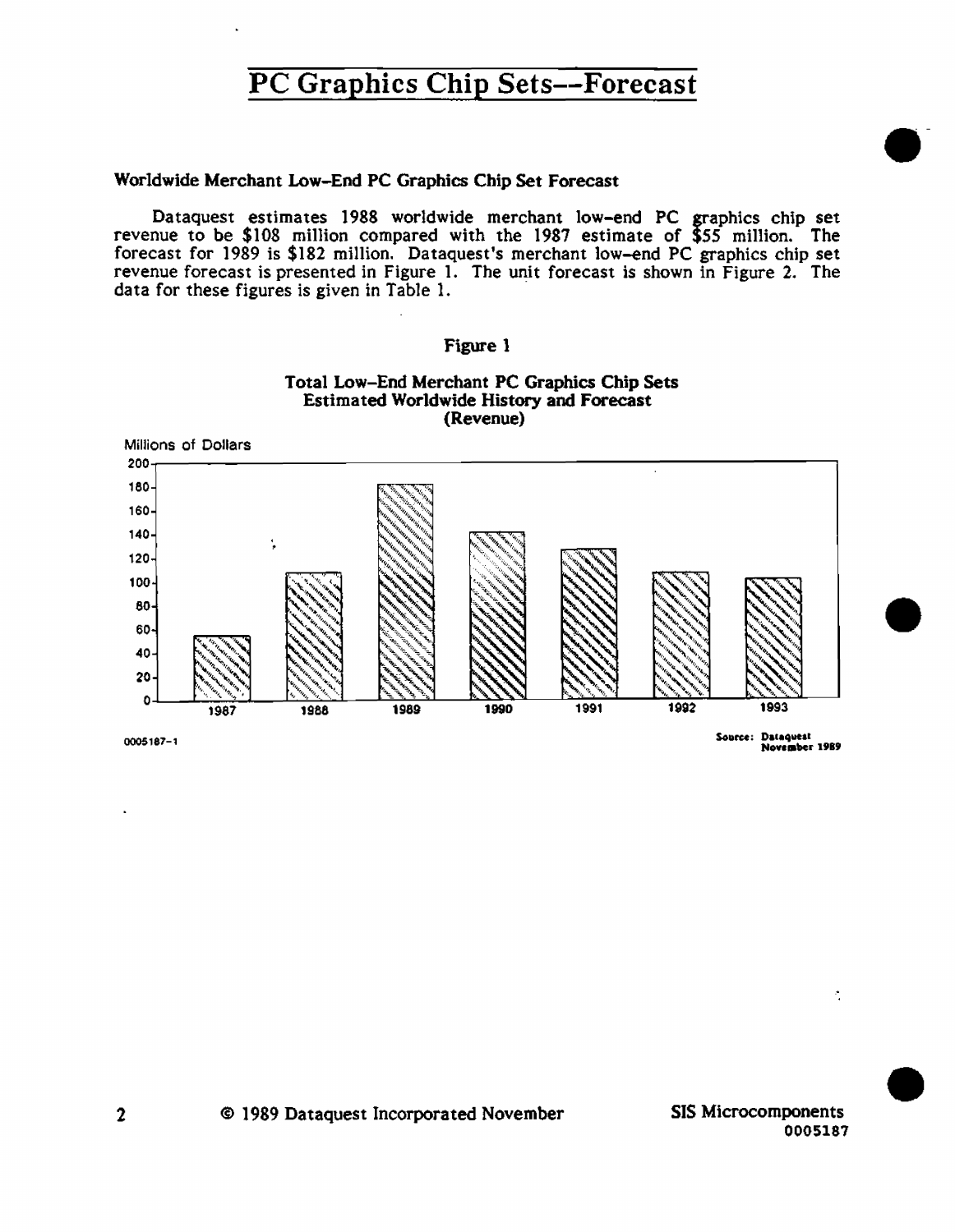# PC Graphics Chip Sets—Forecast

### Worldwide Merchant Low-End PC Graphics Chip Set Forecast

Dataquest estimates 1988 worldwide merchant low-end PC graphics chip set revenue to be $108 million compared with the 1987 estimate of $55 million. The forecast for 1989 is $182 million. Dataquest's merchant low-end PC graphics chip set revenue forecast is presented in Figure 1. The unit forecast is shown in Figure 2. The data for these figures is given in Table 1.

Figure 1

Total Low-End Merchant PC Graphics Chip Sets
Estimated Worldwide History and Forecast
(Revenue)

0005187-1

Source: Dataquest
November 1989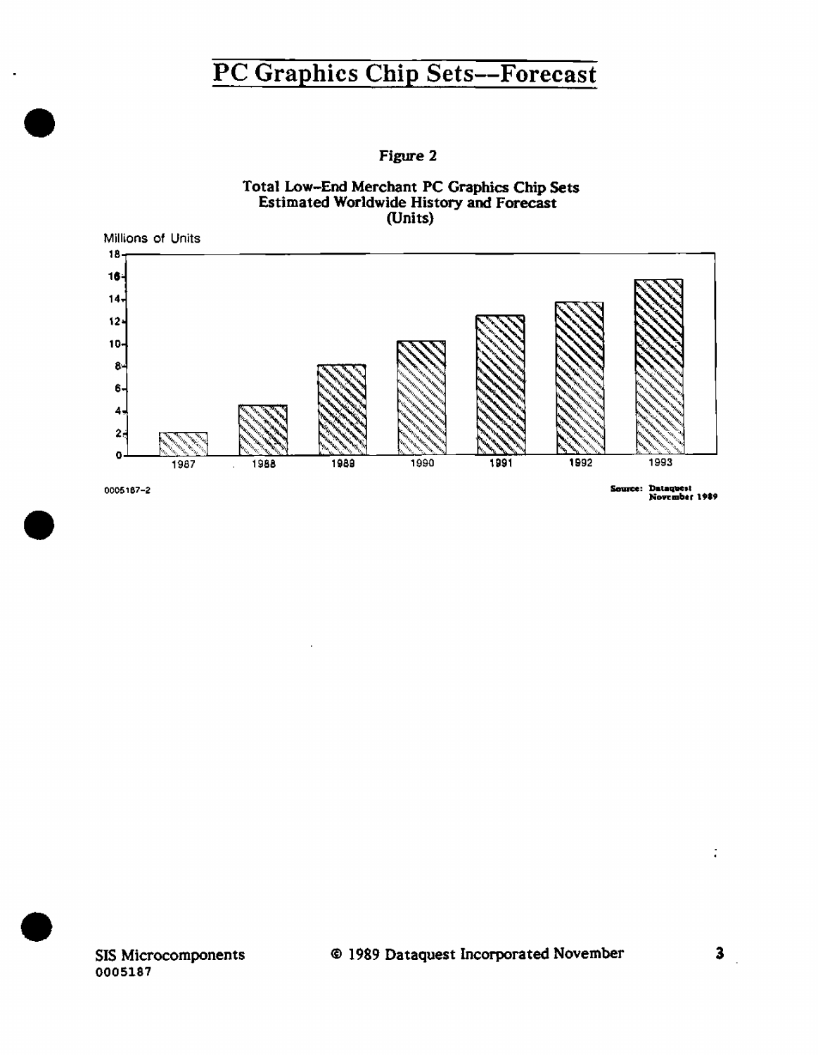# PC Graphics Chip Sets--Forecast

Figure 2

Total Low-End Merchant PC Graphics Chip Sets
Estimated Worldwide History and Forecast
(Units)

Millions of Units

0005187-2

Source: Dataquest
November 1989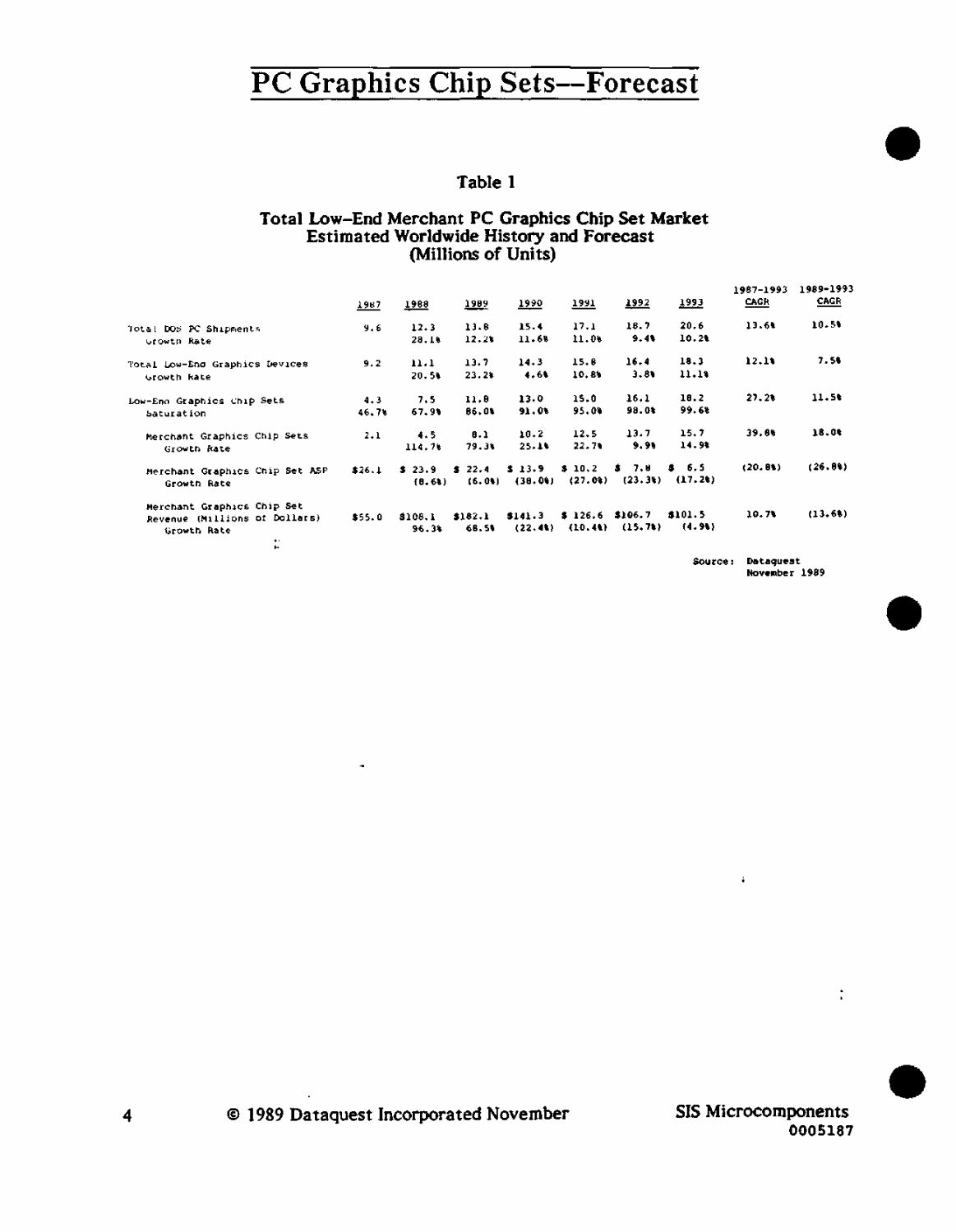# PC Graphics Chip Sets—Forecast

## Table 1

### Total Low-End Merchant PC Graphics Chip Set Market
### Estimated Worldwide History and Forecast
### (Millions of Units)

| | 1987 | 1988 | 1989 | 1990 | 1991 | 1992 | 1993 | 1987-1993 CAGR | 1989-1993 CAGR |
|---|---|---|---|---|---|---|---|---|---|
| Total DOS PC Shipments | 9.6 | 12.3 | 13.8 | 15.4 | 17.1 | 18.7 | 20.6 | 13.6% | 10.5% |
| Growth Rate | | 28.1% | 12.2% | 11.6% | 11.0% | 9.4% | 10.2% | | |
| Total Low-End Graphics Devices | 9.2 | 11.1 | 13.7 | 14.3 | 15.8 | 16.4 | 18.3 | 12.1% | 7.5% |
| Growth Rate | | 20.5% | 23.2% | 4.6% | 10.8% | 3.8% | 11.1% | | |
| Low-End Graphics Chip Sets | 4.3 | 7.5 | 11.8 | 13.0 | 15.0 | 16.1 | 18.2 | 27.2% | 11.5% |
| Saturation | 46.7% | 67.9% | 86.0% | 91.0% | 95.0% | 98.0% | 99.6% | | |
| Merchant Graphics Chip Sets | 2.1 | 4.5 | 8.1 | 10.2 | 12.5 | 13.7 | 15.7 | 39.8% | 18.0% |
| Growth Rate | | 114.7% | 79.3% | 25.1% | 22.7% | 9.9% | 14.9% | | |
| Merchant Graphics Chip Set ASP | $26.1 | $ 23.9 | $ 22.4 | $ 13.9 | $ 10.2 | $ 7.8 | $ 6.5 | (20.8%) | (26.8%) |
| Growth Rate | | (8.6%) | (6.0%) | (38.0%) | (27.0%) | (23.3%) | (17.2%) | | |
| Merchant Graphics Chip Set Revenue (Millions of Dollars) | $55.0 | $108.1 | $182.1 | $141.3 | $ 126.6 | $106.7 | $101.5 | 10.7% | (13.6%) |
| Growth Rate | | 96.3% | 68.5% | (22.4%) | (10.4%) | (15.7%) | (4.9%) | | |

Source: Dataquest
November 1989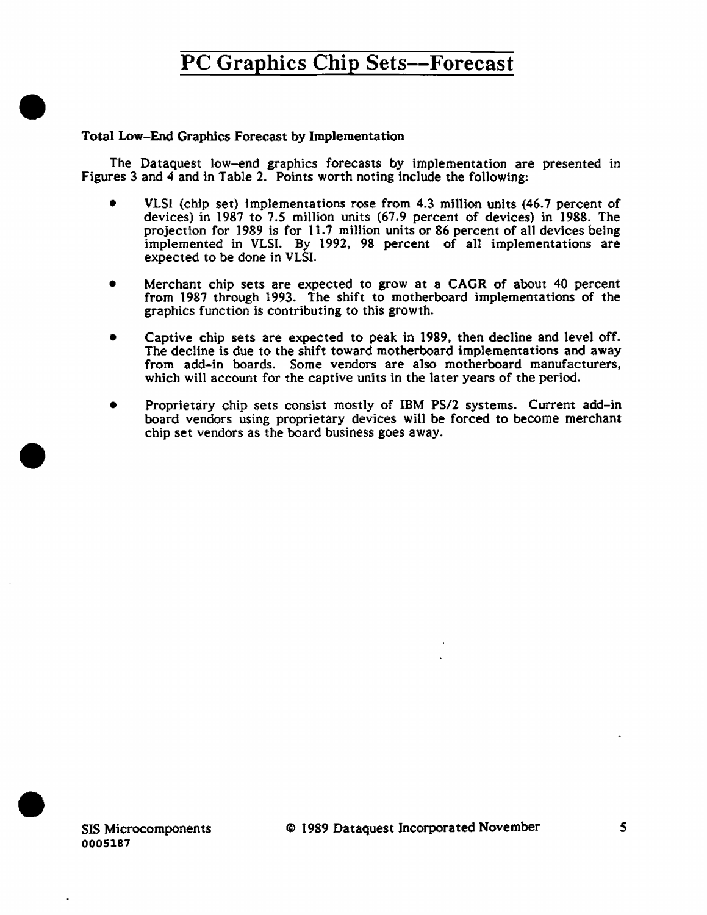# PC Graphics Chip Sets--Forecast

**Total Low-End Graphics Forecast by Implementation**

The Dataquest low-end graphics forecasts by implementation are presented in Figures 3 and 4 and in Table 2. Points worth noting include the following:

- VLSI (chip set) implementations rose from 4.3 million units (46.7 percent of devices) in 1987 to 7.5 million units (67.9 percent of devices) in 1988. The projection for 1989 is for 11.7 million units or 86 percent of all devices being implemented in VLSI. By 1992, 98 percent of all implementations are expected to be done in VLSI.

- Merchant chip sets are expected to grow at a CAGR of about 40 percent from 1987 through 1993. The shift to motherboard implementations of the graphics function is contributing to this growth.

- Captive chip sets are expected to peak in 1989, then decline and level off. The decline is due to the shift toward motherboard implementations and away from add-in boards. Some vendors are also motherboard manufacturers, which will account for the captive units in the later years of the period.

- Proprietary chip sets consist mostly of IBM PS/2 systems. Current add-in board vendors using proprietary devices will be forced to become merchant chip set vendors as the board business goes away.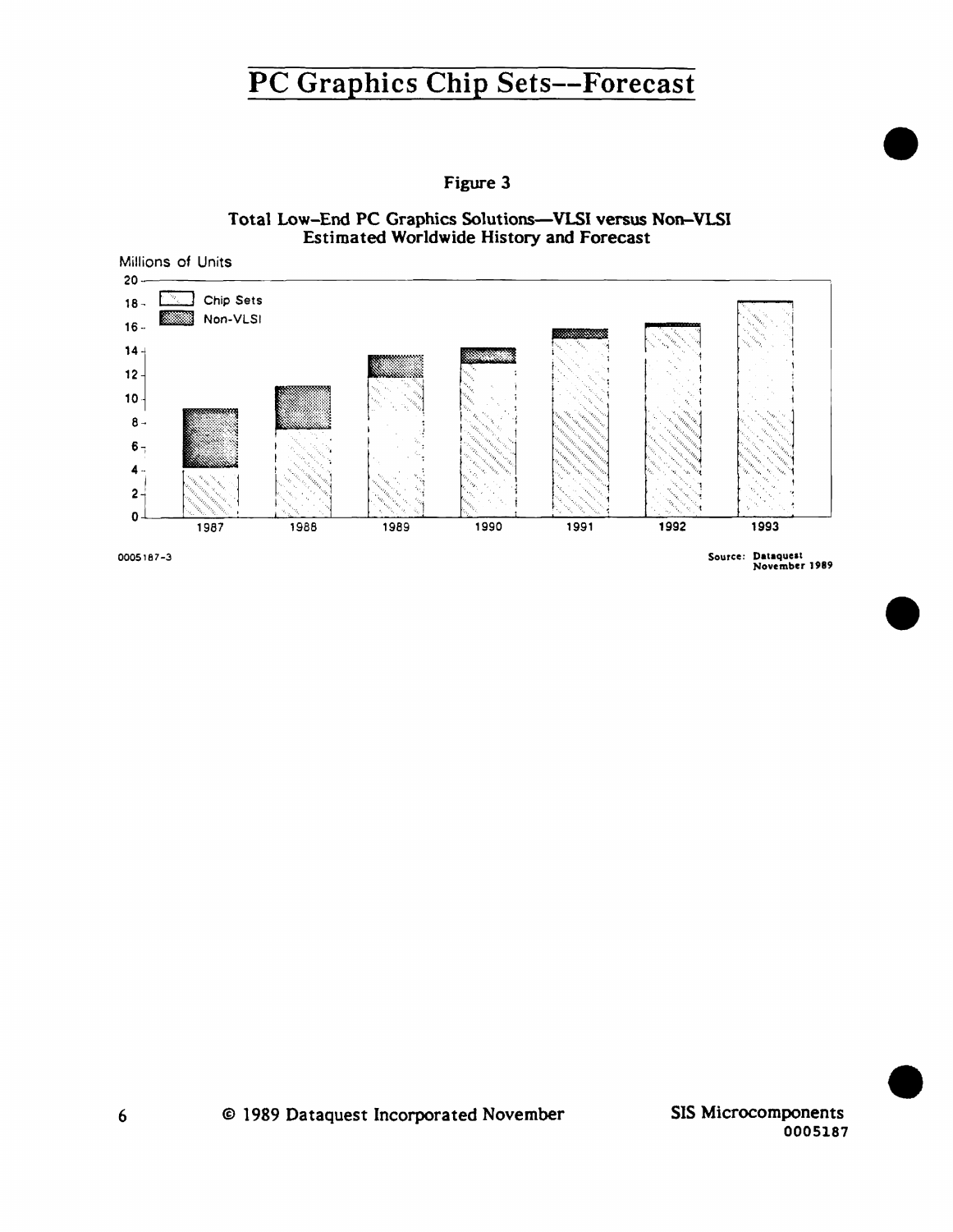# PC Graphics Chip Sets--Forecast

Figure 3

Total Low-End PC Graphics Solutions—VLSI versus Non-VLSI
Estimated Worldwide History and Forecast

Millions of Units

Legend: Chip Sets; Non-VLSI

Years: 1987, 1988, 1989, 1990, 1991, 1992, 1993

0005187-3

Source: Dataquest
November 1989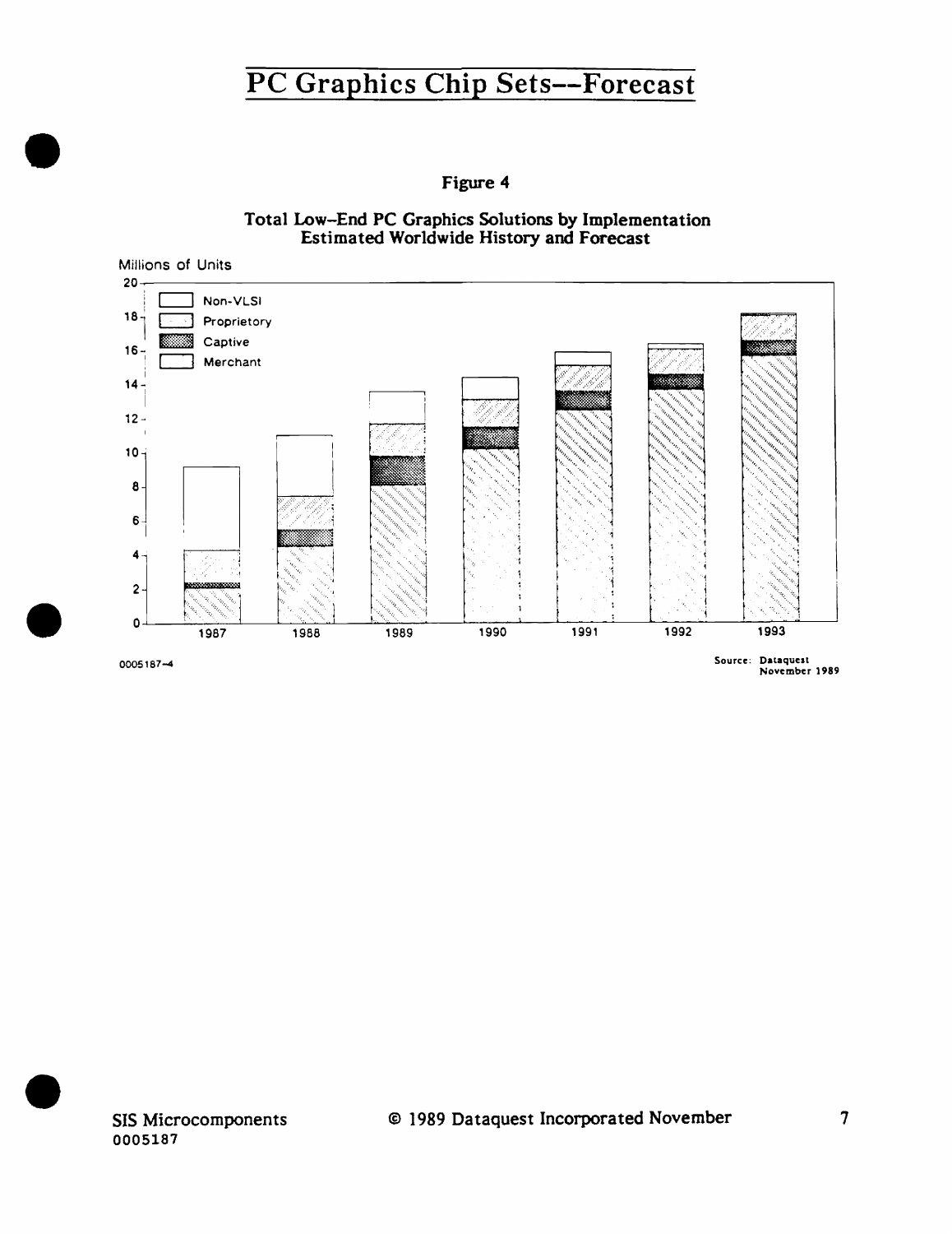# PC Graphics Chip Sets--Forecast

**Figure 4**

**Total Low-End PC Graphics Solutions by Implementation**
**Estimated Worldwide History and Forecast**

Millions of Units

20
18
16
14
12
10
8
6
4
2
0

- Non-VLSI
- Proprietory
- Captive
- Merchant

1987 1988 1989 1990 1991 1992 1993

0005187-4

Source: Dataquest
November 1989

SIS Microcomponents
0005187

© 1989 Dataquest Incorporated November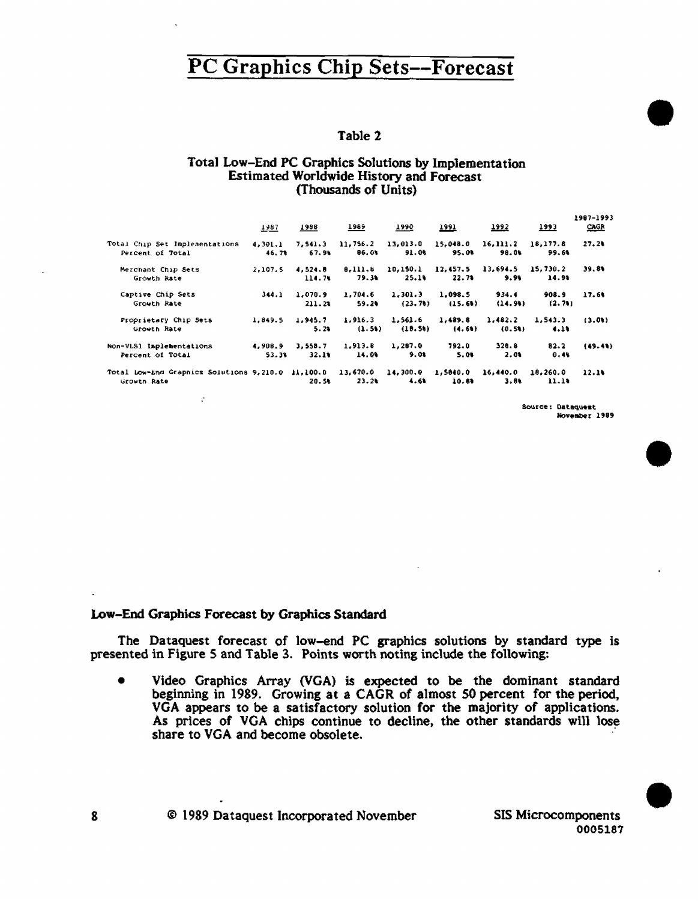# PC Graphics Chip Sets--Forecast

**Table 2**

**Total Low-End PC Graphics Solutions by Implementation**
**Estimated Worldwide History and Forecast**
**(Thousands of Units)**

| | 1987 | 1988 | 1989 | 1990 | 1991 | 1992 | 1993 | 1987-1993 CAGR |
|---|---|---|---|---|---|---|---|---|
| Total Chip Set Implementations | 4,301.1 | 7,541.3 | 11,756.2 | 13,013.0 | 15,048.0 | 16,111.2 | 18,177.8 | 27.2% |
| Percent of Total | 46.7% | 67.9% | 86.0% | 91.0% | 95.0% | 98.0% | 99.6% | |
| Merchant Chip Sets | 2,107.5 | 4,524.8 | 8,111.8 | 10,150.1 | 12,457.5 | 13,694.5 | 15,730.2 | 39.8% |
| Growth Rate | | 114.7% | 79.3% | 25.1% | 22.7% | 9.9% | 14.9% | |
| Captive Chip Sets | 344.1 | 1,070.9 | 1,704.6 | 1,301.3 | 1,098.5 | 934.4 | 908.9 | 17.6% |
| Growth Rate | | 211.2% | 59.2% | (23.7%) | (15.6%) | (14.9%) | (2.7%) | |
| Proprietary Chip Sets | 1,849.5 | 1,945.7 | 1,916.3 | 1,561.6 | 1,489.8 | 1,482.2 | 1,543.3 | (3.0%) |
| Growth Rate | | 5.2% | (1.5%) | (18.5%) | (4.6%) | (0.5%) | 4.1% | |
| Non-VLSI Implementations | 4,908.9 | 3,558.7 | 1,913.8 | 1,287.0 | 792.0 | 328.8 | 82.2 | (49.4%) |
| Percent of Total | 53.3% | 32.1% | 14.0% | 9.0% | 5.0% | 2.0% | 0.4% | |
| Total Low-End Graphics Solutions | 9,210.0 | 11,100.0 | 13,670.0 | 14,300.0 | 1,5840.0 | 16,440.0 | 18,260.0 | 12.1% |
| Growth Rate | | 20.5% | 23.2% | 4.6% | 10.8% | 3.8% | 11.1% | |

Source: Dataquest
November 1989

## Low-End Graphics Forecast by Graphics Standard

The Dataquest forecast of low-end PC graphics solutions by standard type is presented in Figure 5 and Table 3. Points worth noting include the following:

- Video Graphics Array (VGA) is expected to be the dominant standard beginning in 1989. Growing at a CAGR of almost 50 percent for the period, VGA appears to be a satisfactory solution for the majority of applications. As prices of VGA chips continue to decline, the other standards will lose share to VGA and become obsolete.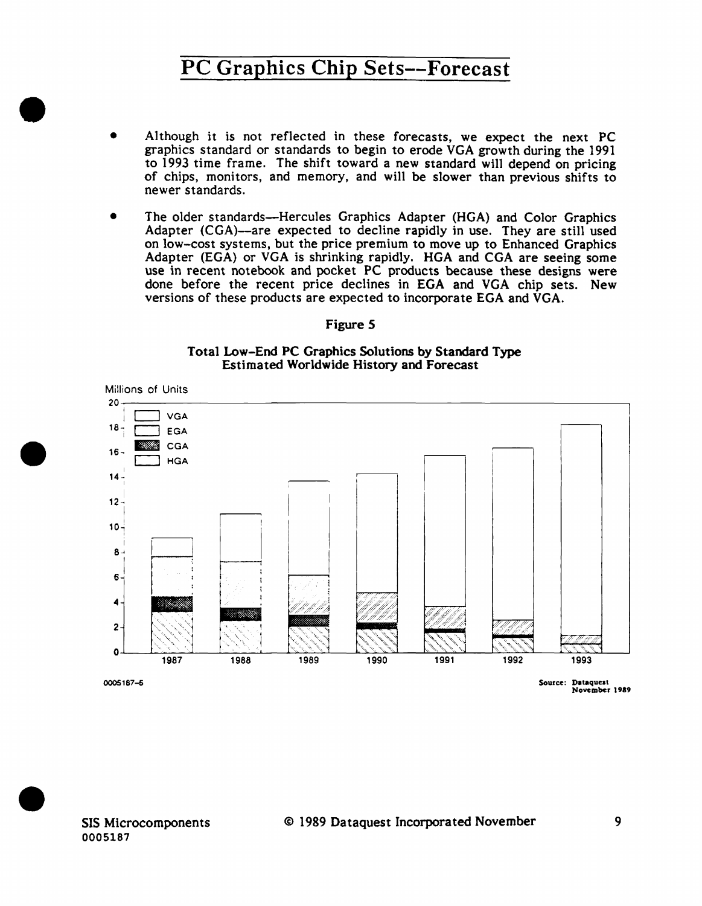# PC Graphics Chip Sets--Forecast

- Although it is not reflected in these forecasts, we expect the next PC graphics standard or standards to begin to erode VGA growth during the 1991 to 1993 time frame. The shift toward a new standard will depend on pricing of chips, monitors, and memory, and will be slower than previous shifts to newer standards.

- The older standards—Hercules Graphics Adapter (HGA) and Color Graphics Adapter (CGA)—are expected to decline rapidly in use. They are still used on low-cost systems, but the price premium to move up to Enhanced Graphics Adapter (EGA) or VGA is shrinking rapidly. HGA and CGA are seeing some use in recent notebook and pocket PC products because these designs were done before the recent price declines in EGA and VGA chip sets. New versions of these products are expected to incorporate EGA and VGA.

**Figure 5**

**Total Low-End PC Graphics Solutions by Standard Type**
**Estimated Worldwide History and Forecast**

Millions of Units

Legend: VGA, EGA, CGA, HGA

Years: 1987, 1988, 1989, 1990, 1991, 1992, 1993

0005187-5

Source: Dataquest November 1989

SIS Microcomponents
0005187

© 1989 Dataquest Incorporated November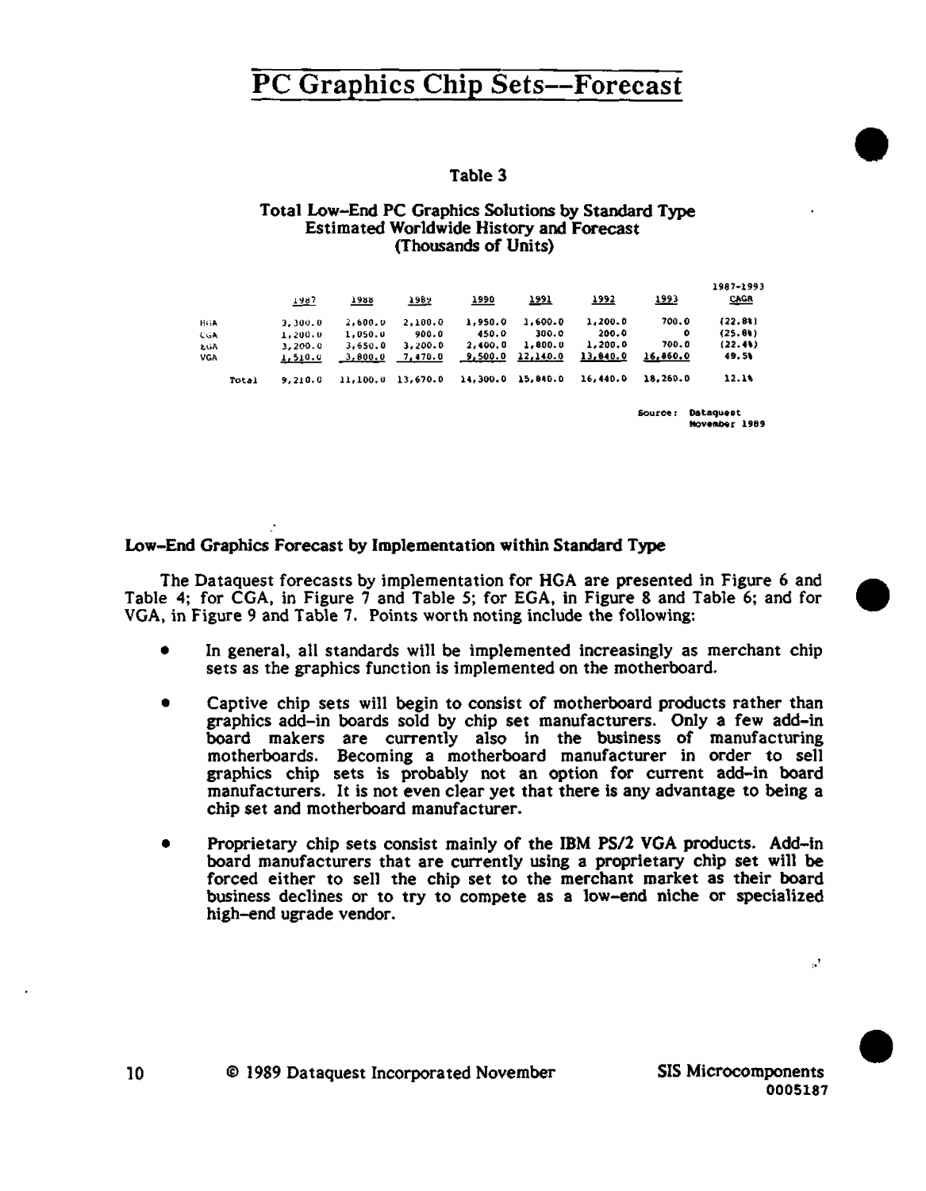# PC Graphics Chip Sets—Forecast

Table 3

Total Low-End PC Graphics Solutions by Standard Type
Estimated Worldwide History and Forecast
(Thousands of Units)

| | 1987 | 1988 | 1989 | 1990 | 1991 | 1992 | 1993 | 1987-1993 CAGR |
|---|---|---|---|---|---|---|---|---|
| HGA | 3,300.0 | 2,600.0 | 2,100.0 | 1,950.0 | 1,600.0 | 1,200.0 | 700.0 | (22.8%) |
| CGA | 1,200.0 | 1,050.0 | 900.0 | 450.0 | 300.0 | 200.0 | 0 | (25.8%) |
| EGA | 3,200.0 | 3,650.0 | 3,200.0 | 2,400.0 | 1,800.0 | 1,200.0 | 700.0 | (22.4%) |
| VGA | 1,510.0 | 3,800.0 | 7,470.0 | 9,500.0 | 12,140.0 | 13,840.0 | 16,860.0 | 49.5% |
| Total | 9,210.0 | 11,100.0 | 13,670.0 | 14,300.0 | 15,840.0 | 16,440.0 | 18,260.0 | 12.1% |

Source: Dataquest
November 1989

### Low-End Graphics Forecast by Implementation within Standard Type

The Dataquest forecasts by implementation for HGA are presented in Figure 6 and Table 4; for CGA, in Figure 7 and Table 5; for EGA, in Figure 8 and Table 6; and for VGA, in Figure 9 and Table 7. Points worth noting include the following:

- In general, all standards will be implemented increasingly as merchant chip sets as the graphics function is implemented on the motherboard.
- Captive chip sets will begin to consist of motherboard products rather than graphics add-in boards sold by chip set manufacturers. Only a few add-in board makers are currently also in the business of manufacturing motherboards. Becoming a motherboard manufacturer in order to sell graphics chip sets is probably not an option for current add-in board manufacturers. It is not even clear yet that there is any advantage to being a chip set and motherboard manufacturer.
- Proprietary chip sets consist mainly of the IBM PS/2 VGA products. Add-in board manufacturers that are currently using a proprietary chip set will be forced either to sell the chip set to the merchant market as their board business declines or to try to compete as a low-end niche or specialized high-end ugrade vendor.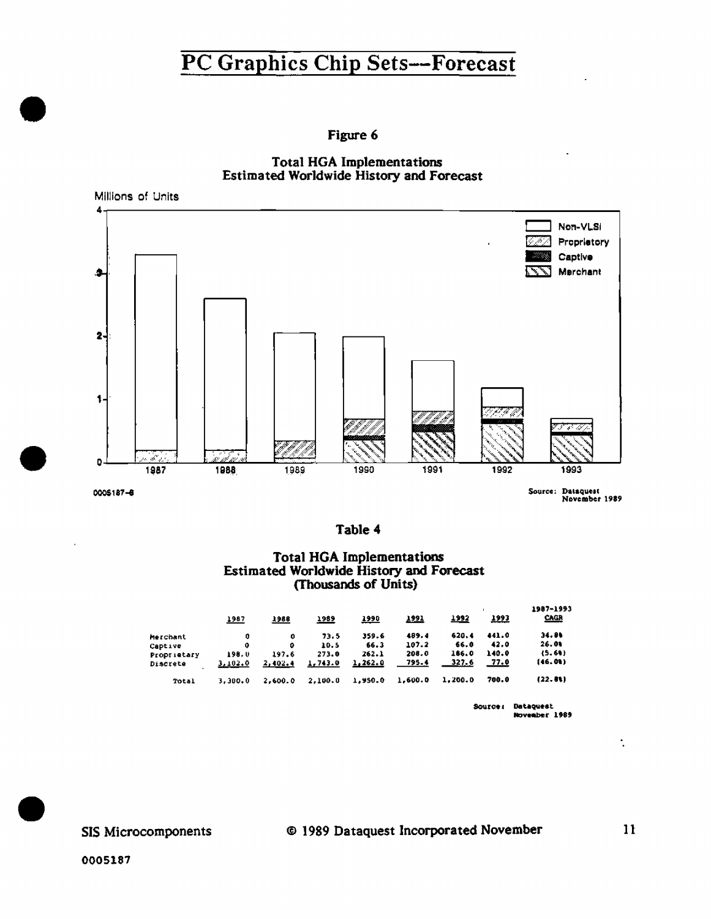# PC Graphics Chip Sets—Forecast

**Figure 6**

**Total HGA Implementations**
**Estimated Worldwide History and Forecast**

Millions of Units

0005187-6

Source: Dataquest
November 1989

**Table 4**

**Total HGA Implementations**
**Estimated Worldwide History and Forecast**
**(Thousands of Units)**

| | 1987 | 1988 | 1989 | 1990 | 1991 | 1992 | 1993 | 1987-1993 CAGR |
|---|---|---|---|---|---|---|---|---|
| Merchant | 0 | 0 | 73.5 | 359.6 | 489.4 | 620.4 | 441.0 | 34.8% |
| Captive | 0 | 0 | 10.5 | 66.3 | 107.2 | 66.0 | 42.0 | 26.0% |
| Proprietary | 198.0 | 197.6 | 273.0 | 262.1 | 208.0 | 186.0 | 140.0 | (5.6%) |
| Discrete | 3,102.0 | 2,402.4 | 1,743.0 | 1,262.0 | 795.4 | 327.6 | 77.0 | (46.0%) |
| Total | 3,300.0 | 2,600.0 | 2,100.0 | 1,950.0 | 1,600.0 | 1,200.0 | 700.0 | (22.8%) |

Source: Dataquest
November 1989

SIS Microcomponents © 1989 Dataquest Incorporated November

0005187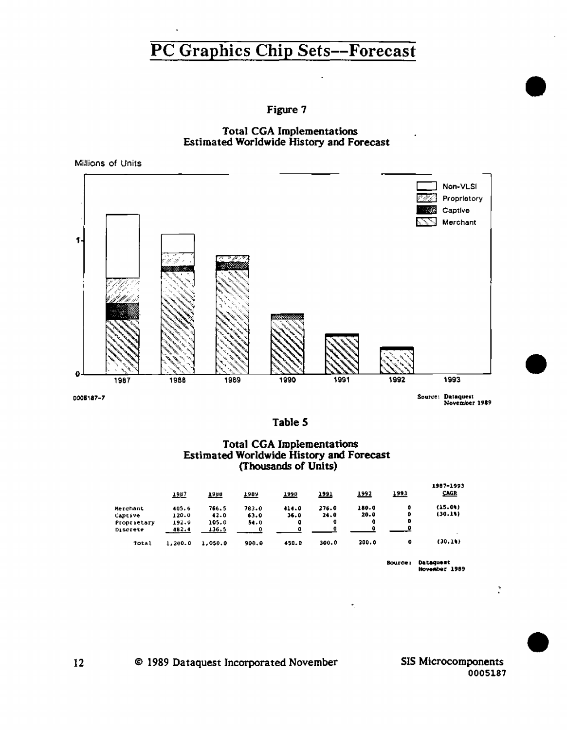# PC Graphics Chip Sets--Forecast

Figure 7

Total CGA Implementations
Estimated Worldwide History and Forecast

0005187-7

Source: Dataquest
November 1989

Table 5

Total CGA Implementations
Estimated Worldwide History and Forecast
(Thousands of Units)

| | 1987 | 1988 | 1989 | 1990 | 1991 | 1992 | 1993 | 1987-1993 CAGR |
|---|---|---|---|---|---|---|---|---|
| Merchant | 405.6 | 766.5 | 783.0 | 414.0 | 276.0 | 180.0 | 0 | (15.0%) |
| Captive | 120.0 | 42.0 | 63.0 | 36.0 | 24.0 | 20.0 | 0 | (30.1%) |
| Proprietary | 192.0 | 105.0 | 54.0 | 0 | 0 | 0 | 0 | |
| Discrete | 482.4 | 136.5 | 0 | 0 | 0 | 0 | 0 | |
| Total | 1,200.0 | 1,050.0 | 900.0 | 450.0 | 300.0 | 200.0 | 0 | (30.1%) |

Source: Dataquest
November 1989

© 1989 Dataquest Incorporated November

SIS Microcomponents
0005187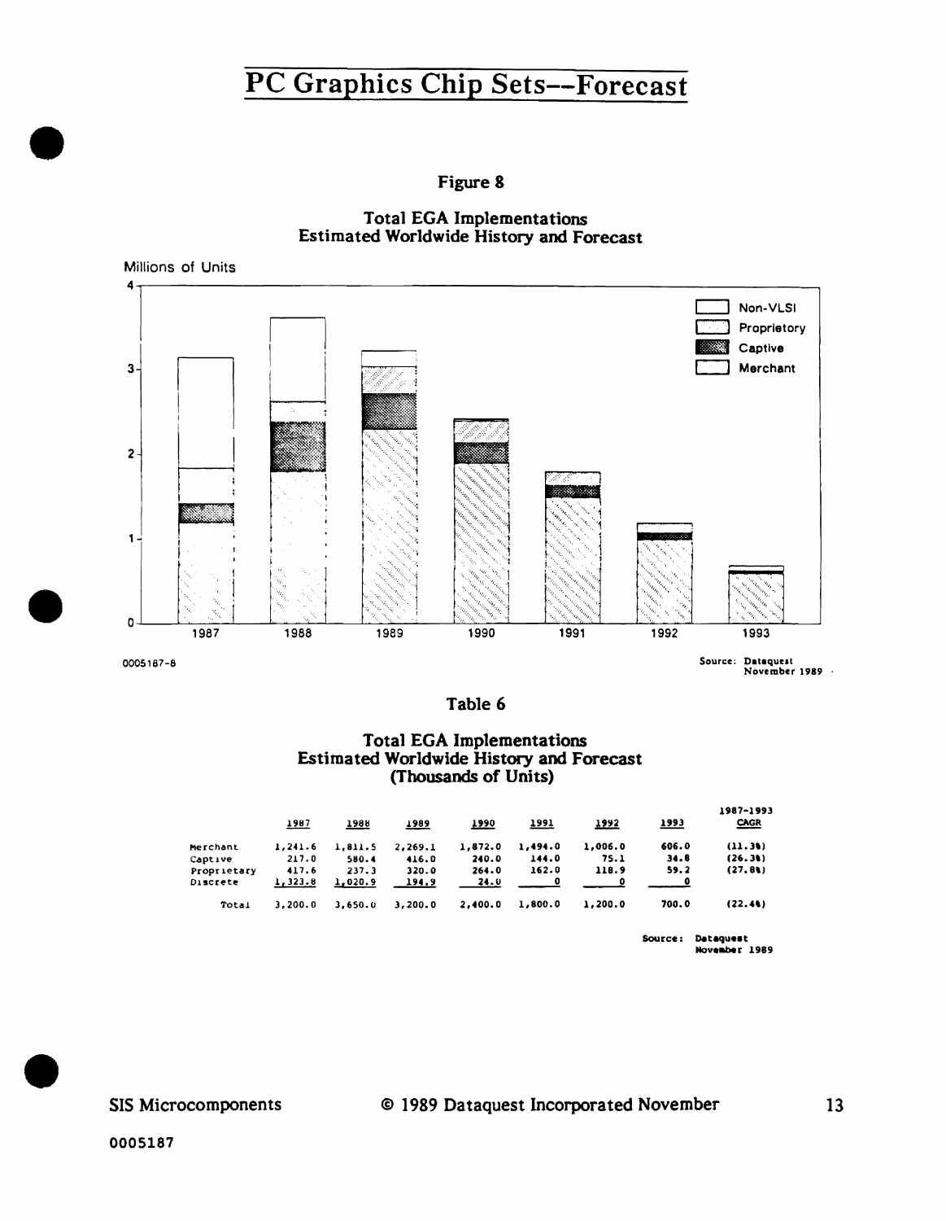# PC Graphics Chip Sets—Forecast

**Figure 8**

**Total EGA Implementations
Estimated Worldwide History and Forecast**

Millions of Units

Non-VLSI
Proprietory
Captive
Merchant

0005187-8

Source: Dataquest November 1989

**Table 6**

**Total EGA Implementations
Estimated Worldwide History and Forecast
(Thousands of Units)**

| | 1987 | 1988 | 1989 | 1990 | 1991 | 1992 | 1993 | 1987-1993 CAGR |
|---|---|---|---|---|---|---|---|---|
| Merchant | 1,241.6 | 1,811.5 | 2,269.1 | 1,872.0 | 1,494.0 | 1,006.0 | 606.0 | (11.3%) |
| Captive | 217.0 | 580.4 | 416.0 | 240.0 | 144.0 | 75.1 | 34.8 | (26.3%) |
| Proprietary | 417.6 | 237.3 | 320.0 | 264.0 | 162.0 | 118.9 | 59.2 | (27.8%) |
| Discrete | 1,323.8 | 1,020.9 | 194.9 | 24.0 | 0 | 0 | 0 | |
| Total | 3,200.0 | 3,650.0 | 3,200.0 | 2,400.0 | 1,800.0 | 1,200.0 | 700.0 | (22.4%) |

Source: Dataquest November 1989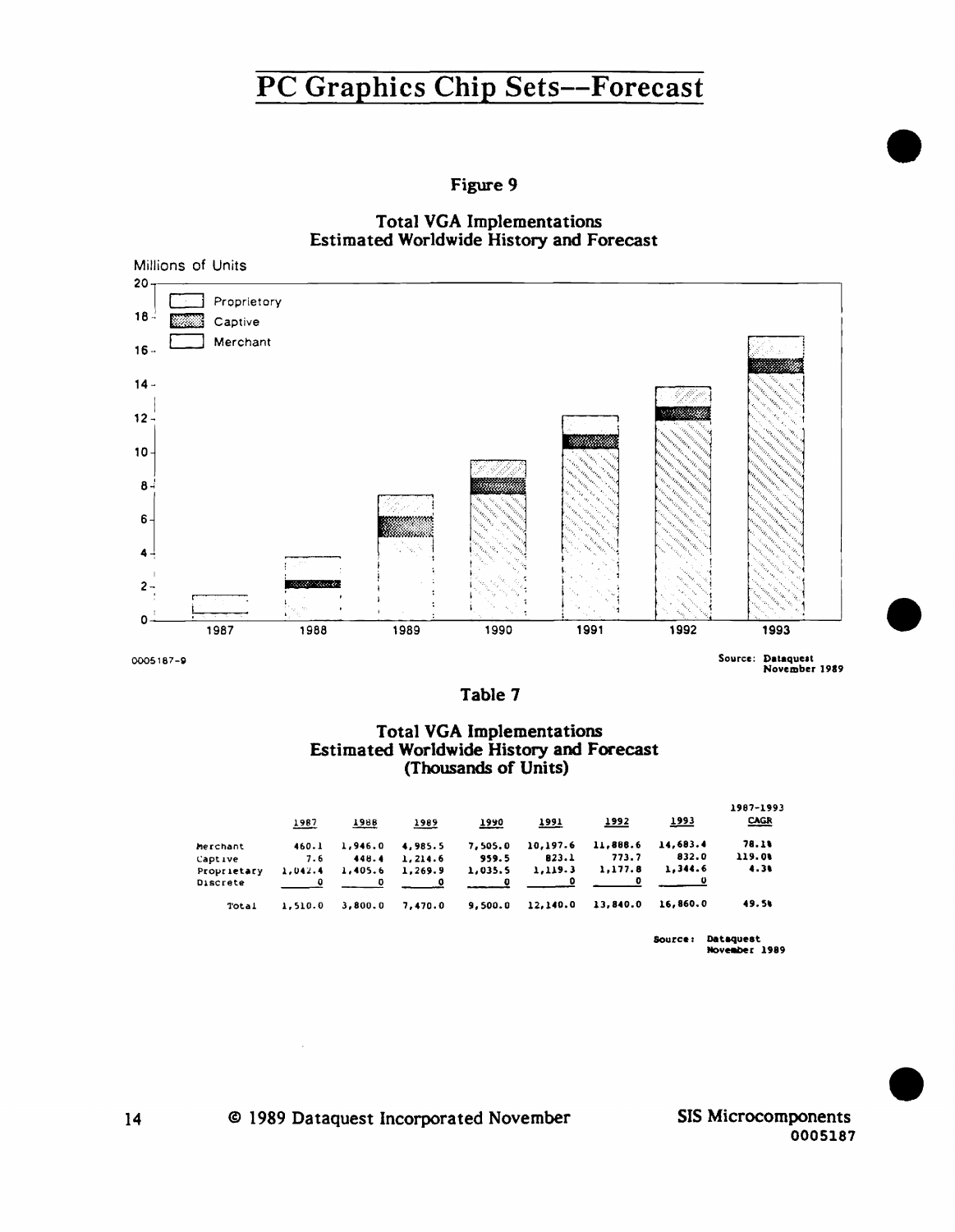# PC Graphics Chip Sets--Forecast

**Figure 9**

**Total VGA Implementations**
**Estimated Worldwide History and Forecast**

0005187-9

Source: Dataquest November 1989

**Table 7**

**Total VGA Implementations**
**Estimated Worldwide History and Forecast**
**(Thousands of Units)**

| | 1987 | 1988 | 1989 | 1990 | 1991 | 1992 | 1993 | 1987-1993 CAGR |
|---|---|---|---|---|---|---|---|---|
| Merchant | 460.1 | 1,946.0 | 4,985.5 | 7,505.0 | 10,197.6 | 11,888.6 | 14,683.4 | 78.1% |
| Captive | 7.6 | 448.4 | 1,214.6 | 959.5 | 823.1 | 773.7 | 832.0 | 119.0% |
| Proprietary | 1,042.4 | 1,405.6 | 1,269.9 | 1,035.5 | 1,119.3 | 1,177.8 | 1,344.6 | 4.3% |
| Discrete | 0 | 0 | 0 | 0 | 0 | 0 | 0 | |
| Total | 1,510.0 | 3,800.0 | 7,470.0 | 9,500.0 | 12,140.0 | 13,840.0 | 16,860.0 | 49.5% |

Source: Dataquest November 1989

© 1989 Dataquest Incorporated November

SIS Microcomponents 0005187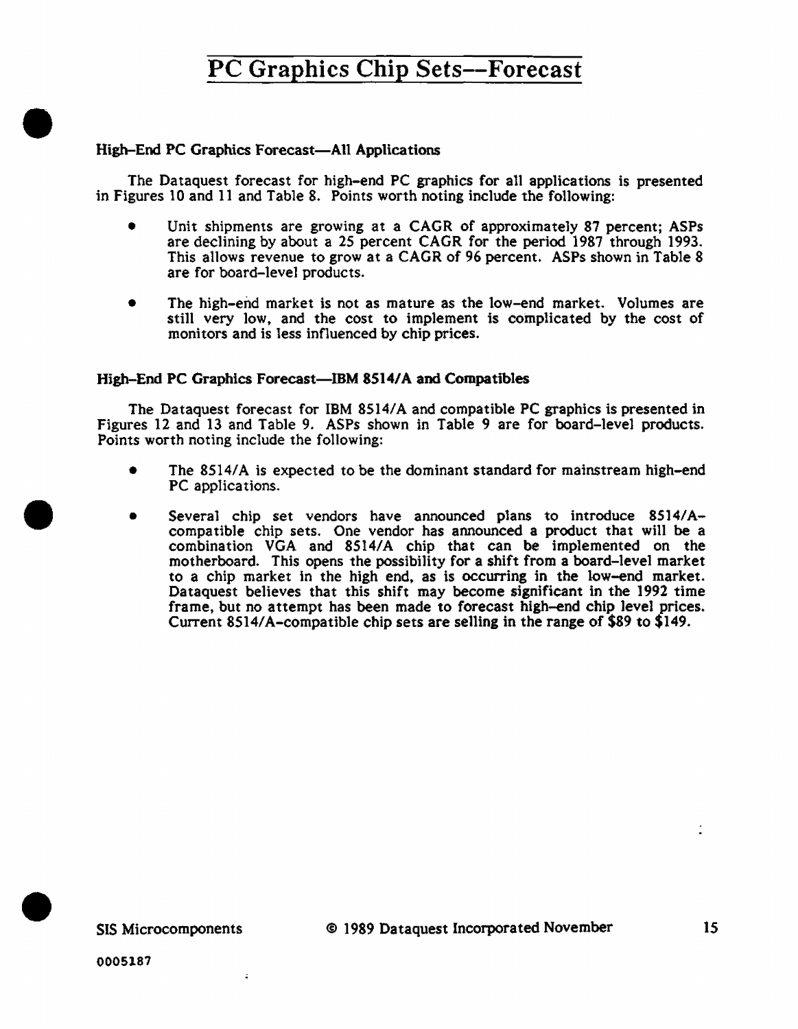# PC Graphics Chip Sets—Forecast

### High-End PC Graphics Forecast—All Applications

The Dataquest forecast for high-end PC graphics for all applications is presented in Figures 10 and 11 and Table 8. Points worth noting include the following:

- Unit shipments are growing at a CAGR of approximately 87 percent; ASPs are declining by about a 25 percent CAGR for the period 1987 through 1993. This allows revenue to grow at a CAGR of 96 percent. ASPs shown in Table 8 are for board-level products.

- The high-end market is not as mature as the low-end market. Volumes are still very low, and the cost to implement is complicated by the cost of monitors and is less influenced by chip prices.

### High-End PC Graphics Forecast—IBM 8514/A and Compatibles

The Dataquest forecast for IBM 8514/A and compatible PC graphics is presented in Figures 12 and 13 and Table 9. ASPs shown in Table 9 are for board-level products. Points worth noting include the following:

- The 8514/A is expected to be the dominant standard for mainstream high-end PC applications.

- Several chip set vendors have announced plans to introduce 8514/A-compatible chip sets. One vendor has announced a product that will be a combination VGA and 8514/A chip that can be implemented on the motherboard. This opens the possibility for a shift from a board-level market to a chip market in the high end, as is occurring in the low-end market. Dataquest believes that this shift may become significant in the 1992 time frame, but no attempt has been made to forecast high-end chip level prices. Current 8514/A-compatible chip sets are selling in the range of $89 to $149.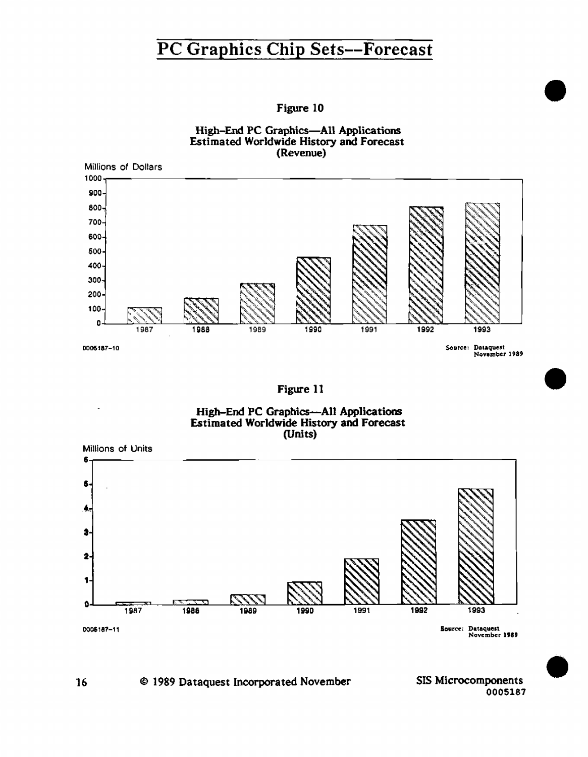# PC Graphics Chip Sets--Forecast

Figure 10

High-End PC Graphics—All Applications
Estimated Worldwide History and Forecast
(Revenue)

Millions of Dollars

0005187-10

Source: Dataquest
November 1989

Figure 11

High-End PC Graphics—All Applications
Estimated Worldwide History and Forecast
(Units)

Millions of Units

0005187-11

Source: Dataquest
November 1989

© 1989 Dataquest Incorporated November

SIS Microcomponents
0005187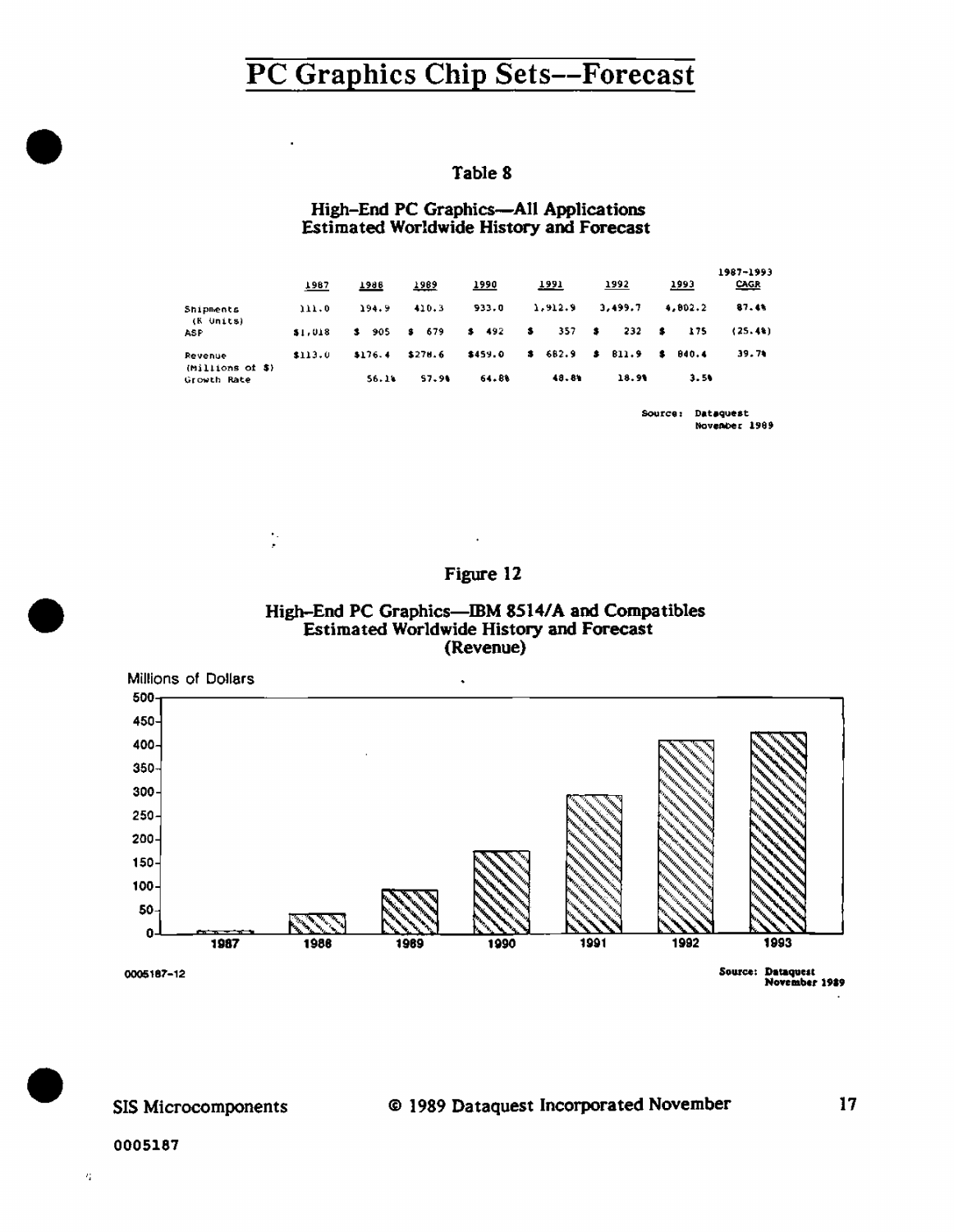# PC Graphics Chip Sets--Forecast

Table 8

High-End PC Graphics—All Applications
Estimated Worldwide History and Forecast

| | 1987 | 1988 | 1989 | 1990 | 1991 | 1992 | 1993 | 1987-1993 CAGR |
|---|---|---|---|---|---|---|---|---|
| Shipments (K Units) | 111.0 | 194.9 | 410.3 | 933.0 | 1,912.9 | 3,499.7 | 4,802.2 | 87.4% |
| ASP | $1,018 | $ 905 | $ 679 | $ 492 | $ 357 | $ 232 | $ 175 | (25.4%) |
| Revenue (Millions of $) | $113.0 | $176.4 | $278.6 | $459.0 | $ 682.9 | $ 811.9 | $ 840.4 | 39.7% |
| Growth Rate | | 56.1% | 57.9% | 64.8% | 48.8% | 18.9% | 3.5% | |

Source: Dataquest
November 1989

Figure 12

High-End PC Graphics—IBM 8514/A and Compatibles
Estimated Worldwide History and Forecast
(Revenue)

Millions of Dollars

| Year | Revenue (approx.) |
|---|---|
| 1987 | ~5 |
| 1988 | ~45 |
| 1989 | ~95 |
| 1990 | ~175 |
| 1991 | ~295 |
| 1992 | ~410 |
| 1993 | ~425 |

0005187-12

Source: Dataquest
November 1989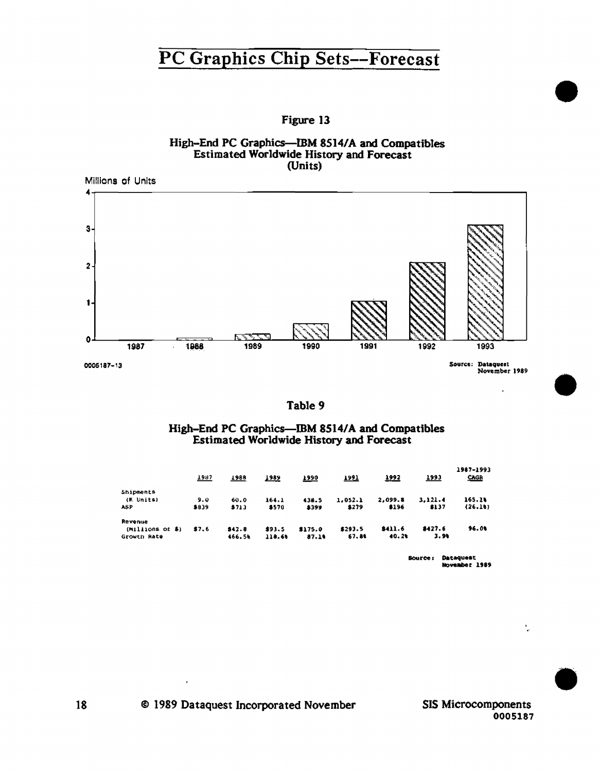# PC Graphics Chip Sets--Forecast

Figure 13

High-End PC Graphics—IBM 8514/A and Compatibles
Estimated Worldwide History and Forecast
(Units)

Millions of Units

4
3
2
1
0

1987 1988 1989 1990 1991 1992 1993

0005187-13

Source: Dataquest
November 1989

Table 9

High-End PC Graphics—IBM 8514/A and Compatibles
Estimated Worldwide History and Forecast

| | 1987 | 1988 | 1989 | 1990 | 1991 | 1992 | 1993 | 1987-1993 CAGR |
|---|---|---|---|---|---|---|---|---|
| Shipments (K Units) | 9.0 | 60.0 | 164.1 | 438.5 | 1,052.1 | 2,099.8 | 3,121.4 | 165.1% |
| ASP | $839 | $713 | $570 | $399 | $279 | $196 | $137 | (26.1%) |
| Revenue (Millions of $) | $7.6 | $42.8 | $93.5 | $175.0 | $293.5 | $411.6 | $427.6 | 96.0% |
| Growth Rate | | 466.5% | 118.6% | 87.1% | 67.8% | 40.2% | 3.9% | |

Source: Dataquest
November 1989

© 1989 Dataquest Incorporated November

SIS Microcomponents
0005187